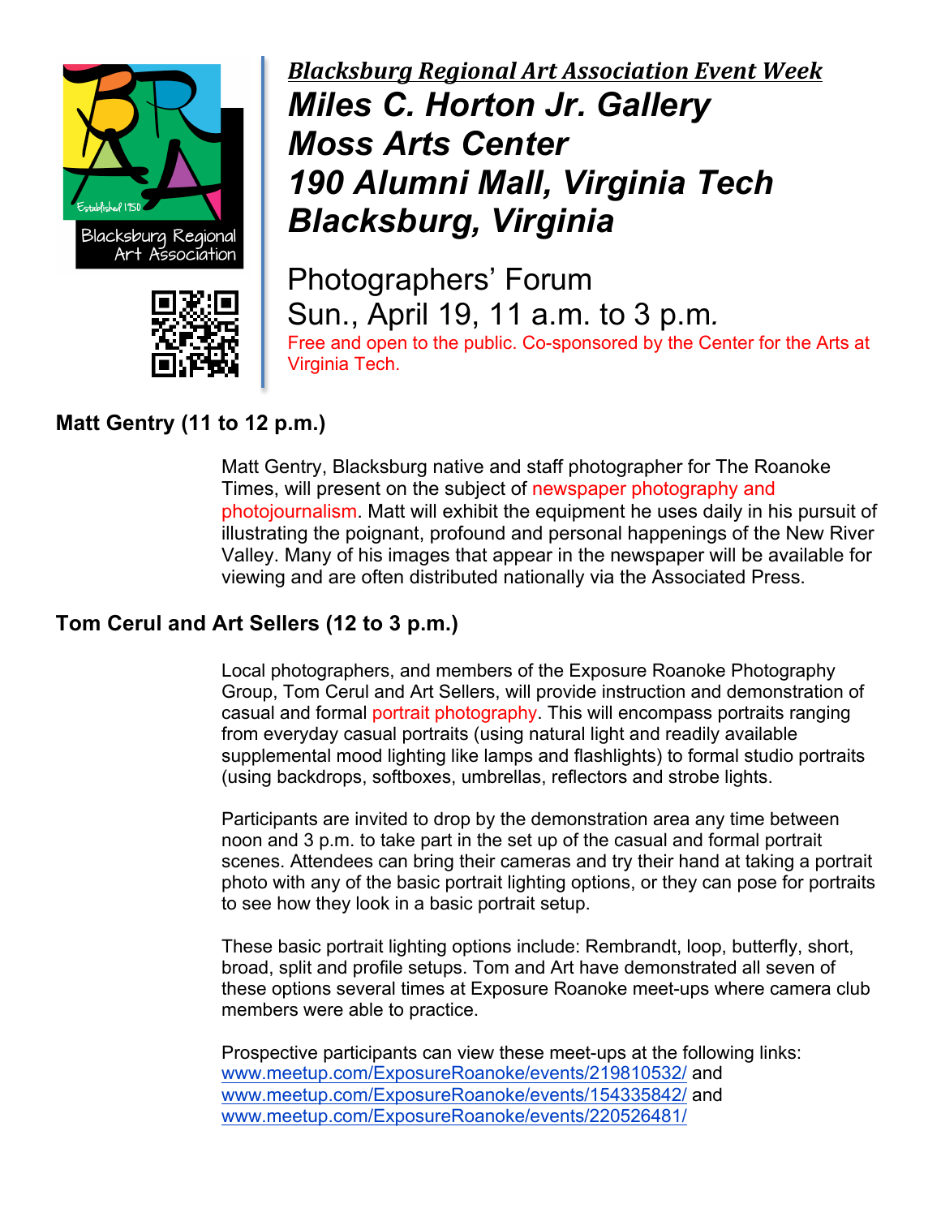Blacksburg Regional Art Association

Established 1950

***Blacksburg Regional Art Association Event Week***

# *Miles C. Horton Jr. Gallery*
# *Moss Arts Center*
# *190 Alumni Mall, Virginia Tech*
# *Blacksburg, Virginia*

## Photographers' Forum
## Sun., April 19, 11 a.m. to 3 p.m.

Free and open to the public. Co-sponsored by the Center for the Arts at Virginia Tech.

### Matt Gentry (11 to 12 p.m.)

Matt Gentry, Blacksburg native and staff photographer for The Roanoke Times, will present on the subject of newspaper photography and photojournalism. Matt will exhibit the equipment he uses daily in his pursuit of illustrating the poignant, profound and personal happenings of the New River Valley. Many of his images that appear in the newspaper will be available for viewing and are often distributed nationally via the Associated Press.

### Tom Cerul and Art Sellers (12 to 3 p.m.)

Local photographers, and members of the Exposure Roanoke Photography Group, Tom Cerul and Art Sellers, will provide instruction and demonstration of casual and formal portrait photography. This will encompass portraits ranging from everyday casual portraits (using natural light and readily available supplemental mood lighting like lamps and flashlights) to formal studio portraits (using backdrops, softboxes, umbrellas, reflectors and strobe lights.

Participants are invited to drop by the demonstration area any time between noon and 3 p.m. to take part in the set up of the casual and formal portrait scenes. Attendees can bring their cameras and try their hand at taking a portrait photo with any of the basic portrait lighting options, or they can pose for portraits to see how they look in a basic portrait setup.

These basic portrait lighting options include: Rembrandt, loop, butterfly, short, broad, split and profile setups. Tom and Art have demonstrated all seven of these options several times at Exposure Roanoke meet-ups where camera club members were able to practice.

Prospective participants can view these meet-ups at the following links:
www.meetup.com/ExposureRoanoke/events/219810532/ and
www.meetup.com/ExposureRoanoke/events/154335842/ and
www.meetup.com/ExposureRoanoke/events/220526481/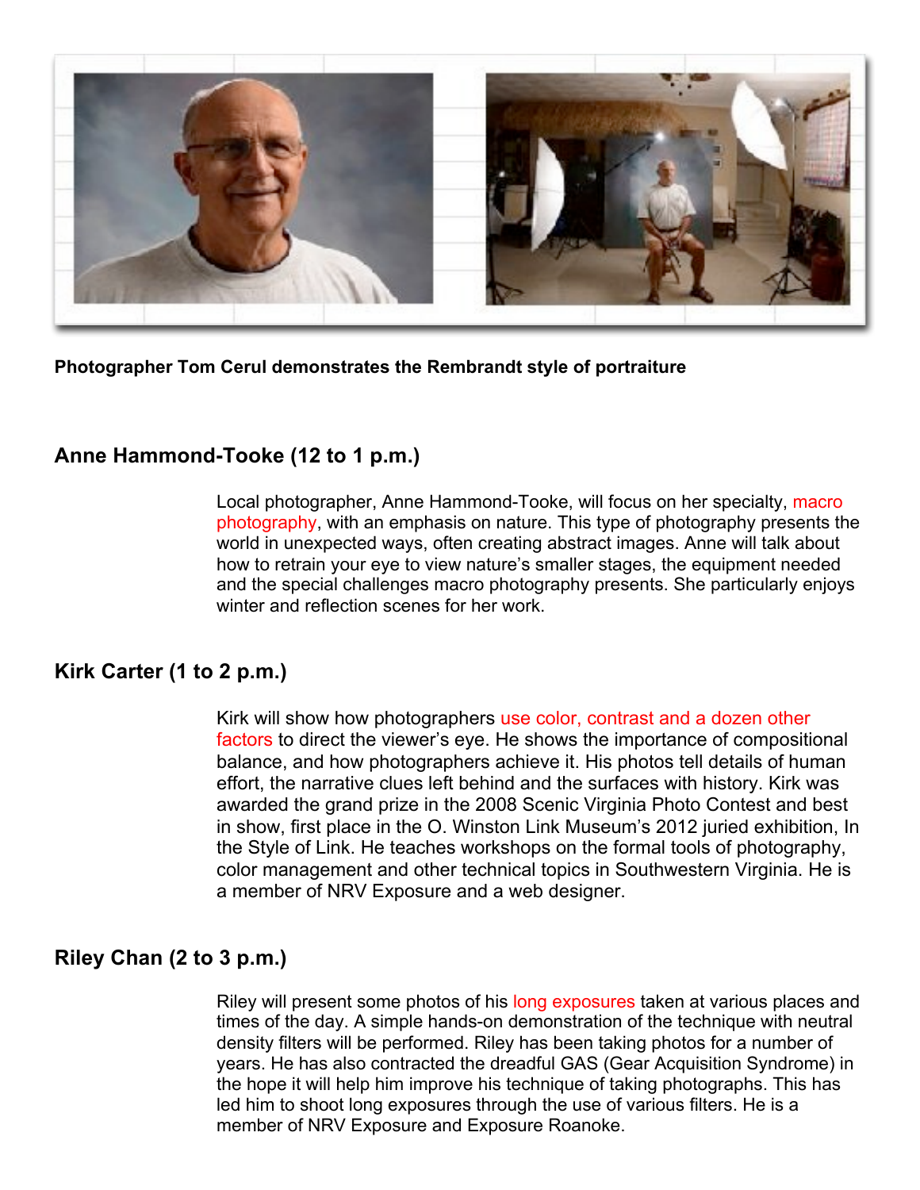**Photographer Tom Cerul demonstrates the Rembrandt style of portraiture**

## Anne Hammond-Tooke (12 to 1 p.m.)

Local photographer, Anne Hammond-Tooke, will focus on her specialty, macro photography, with an emphasis on nature. This type of photography presents the world in unexpected ways, often creating abstract images. Anne will talk about how to retrain your eye to view nature's smaller stages, the equipment needed and the special challenges macro photography presents. She particularly enjoys winter and reflection scenes for her work.

## Kirk Carter (1 to 2 p.m.)

Kirk will show how photographers use color, contrast and a dozen other factors to direct the viewer's eye. He shows the importance of compositional balance, and how photographers achieve it. His photos tell details of human effort, the narrative clues left behind and the surfaces with history. Kirk was awarded the grand prize in the 2008 Scenic Virginia Photo Contest and best in show, first place in the O. Winston Link Museum's 2012 juried exhibition, In the Style of Link. He teaches workshops on the formal tools of photography, color management and other technical topics in Southwestern Virginia. He is a member of NRV Exposure and a web designer.

## Riley Chan (2 to 3 p.m.)

Riley will present some photos of his long exposures taken at various places and times of the day. A simple hands-on demonstration of the technique with neutral density filters will be performed. Riley has been taking photos for a number of years. He has also contracted the dreadful GAS (Gear Acquisition Syndrome) in the hope it will help him improve his technique of taking photographs. This has led him to shoot long exposures through the use of various filters. He is a member of NRV Exposure and Exposure Roanoke.